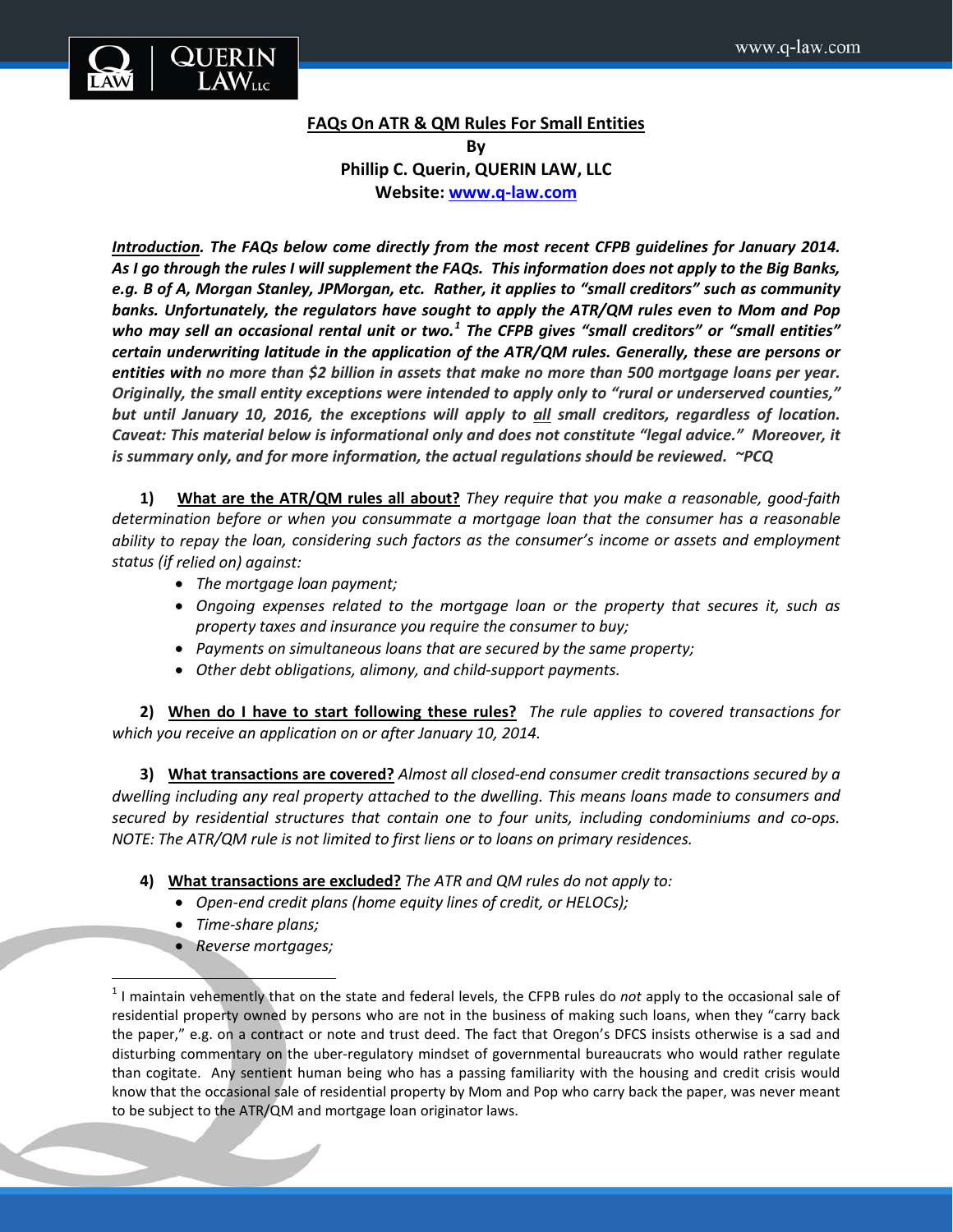**FAQs On ATR & QM Rules For Small Entities**

**By**

**Phillip C. Querin, QUERIN LAW, LLC**

**Website: www.q-law.com**

***Introduction*. *The FAQs below come directly from the most recent CFPB guidelines for January 2014. As I go through the rules I will supplement the FAQs. This information does not apply to the Big Banks, e.g. B of A, Morgan Stanley, JPMorgan, etc. Rather, it applies to "small creditors" such as community banks. Unfortunately, the regulators have sought to apply the ATR/QM rules even to Mom and Pop who may sell an occasional rental unit or two.[1] The CFPB gives "small creditors" or "small entities" certain underwriting latitude in the application of the ATR/QM rules. Generally, these are persons or entities with no more than $2 billion in assets that make no more than 500 mortgage loans per year. Originally, the small entity exceptions were intended to apply only to "rural or underserved counties," but until January 10, 2016, the exceptions will apply to all small creditors, regardless of location. Caveat: This material below is informational only and does not constitute "legal advice." Moreover, it is summary only, and for more information, the actual regulations should be reviewed. ~PCQ***

**1) What are the ATR/QM rules all about?** *They require that you make a reasonable, good-faith determination before or when you consummate a mortgage loan that the consumer has a reasonable ability to repay the loan, considering such factors as the consumer's income or assets and employment status (if relied on) against:*

- *The mortgage loan payment;*
- *Ongoing expenses related to the mortgage loan or the property that secures it, such as property taxes and insurance you require the consumer to buy;*
- *Payments on simultaneous loans that are secured by the same property;*
- *Other debt obligations, alimony, and child-support payments.*

**2) When do I have to start following these rules?** *The rule applies to covered transactions for which you receive an application on or after January 10, 2014.*

**3) What transactions are covered?** *Almost all closed-end consumer credit transactions secured by a dwelling including any real property attached to the dwelling. This means loans made to consumers and secured by residential structures that contain one to four units, including condominiums and co-ops. NOTE: The ATR/QM rule is not limited to first liens or to loans on primary residences.*

**4) What transactions are excluded?** *The ATR and QM rules do not apply to:*

- *Open-end credit plans (home equity lines of credit, or HELOCs);*
- *Time-share plans;*
- *Reverse mortgages;*

---

[1] I maintain vehemently that on the state and federal levels, the CFPB rules do *not* apply to the occasional sale of residential property owned by persons who are not in the business of making such loans, when they "carry back the paper," e.g. on a contract or note and trust deed. The fact that Oregon's DFCS insists otherwise is a sad and disturbing commentary on the uber-regulatory mindset of governmental bureaucrats who would rather regulate than cogitate. Any sentient human being who has a passing familiarity with the housing and credit crisis would know that the occasional sale of residential property by Mom and Pop who carry back the paper, was never meant to be subject to the ATR/QM and mortgage loan originator laws.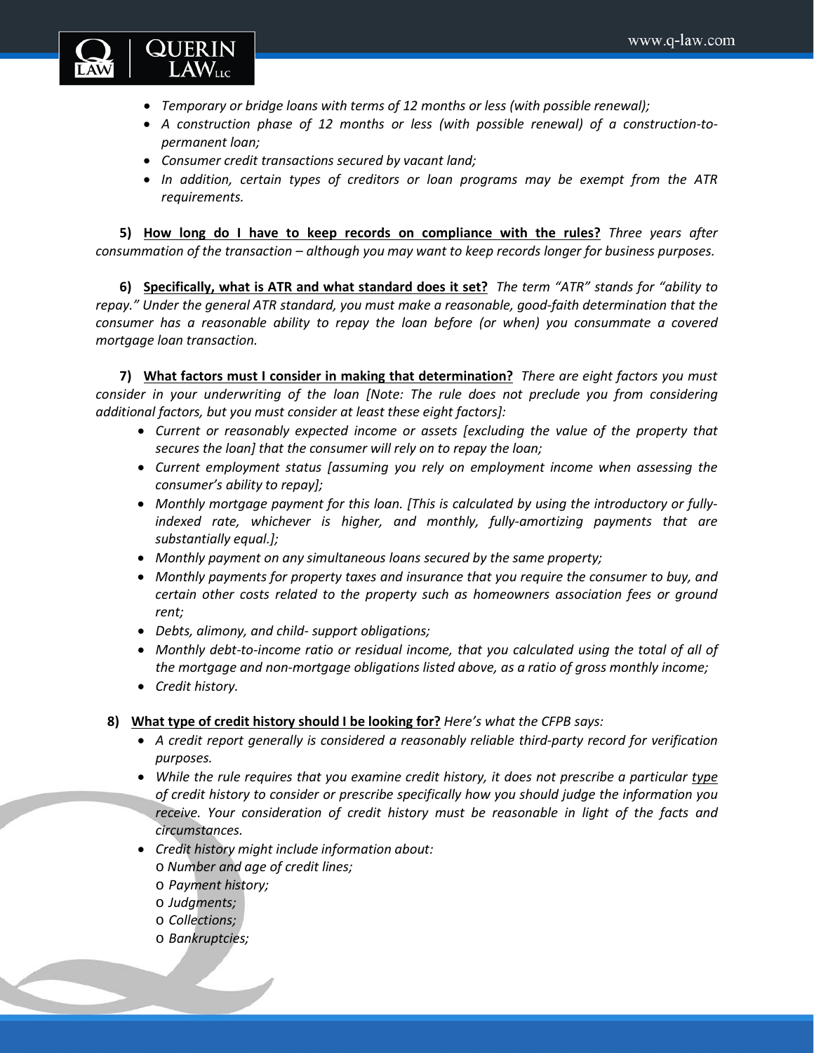- *Temporary or bridge loans with terms of 12 months or less (with possible renewal);*
- *A construction phase of 12 months or less (with possible renewal) of a construction-to-permanent loan;*
- *Consumer credit transactions secured by vacant land;*
- *In addition, certain types of creditors or loan programs may be exempt from the ATR requirements.*

**5) <u>How long do I have to keep records on compliance with the rules?</u>** *Three years after consummation of the transaction – although you may want to keep records longer for business purposes.*

**6) <u>Specifically, what is ATR and what standard does it set?</u>** *The term "ATR" stands for "ability to repay." Under the general ATR standard, you must make a reasonable, good-faith determination that the consumer has a reasonable ability to repay the loan before (or when) you consummate a covered mortgage loan transaction.*

**7) <u>What factors must I consider in making that determination?</u>** *There are eight factors you must consider in your underwriting of the loan [Note: The rule does not preclude you from considering additional factors, but you must consider at least these eight factors]:*

- *Current or reasonably expected income or assets [excluding the value of the property that secures the loan] that the consumer will rely on to repay the loan;*
- *Current employment status [assuming you rely on employment income when assessing the consumer's ability to repay];*
- *Monthly mortgage payment for this loan. [This is calculated by using the introductory or fully-indexed rate, whichever is higher, and monthly, fully-amortizing payments that are substantially equal.];*
- *Monthly payment on any simultaneous loans secured by the same property;*
- *Monthly payments for property taxes and insurance that you require the consumer to buy, and certain other costs related to the property such as homeowners association fees or ground rent;*
- *Debts, alimony, and child- support obligations;*
- *Monthly debt-to-income ratio or residual income, that you calculated using the total of all of the mortgage and non-mortgage obligations listed above, as a ratio of gross monthly income;*
- *Credit history.*

**8) <u>What type of credit history should I be looking for?</u>** *Here's what the CFPB says:*

- *A credit report generally is considered a reasonably reliable third-party record for verification purposes.*
- *While the rule requires that you examine credit history, it does not prescribe a particular <u>type</u> of credit history to consider or prescribe specifically how you should judge the information you receive. Your consideration of credit history must be reasonable in light of the facts and circumstances.*
- *Credit history might include information about:*
  - *Number and age of credit lines;*
  - *Payment history;*
  - *Judgments;*
  - *Collections;*
  - *Bankruptcies;*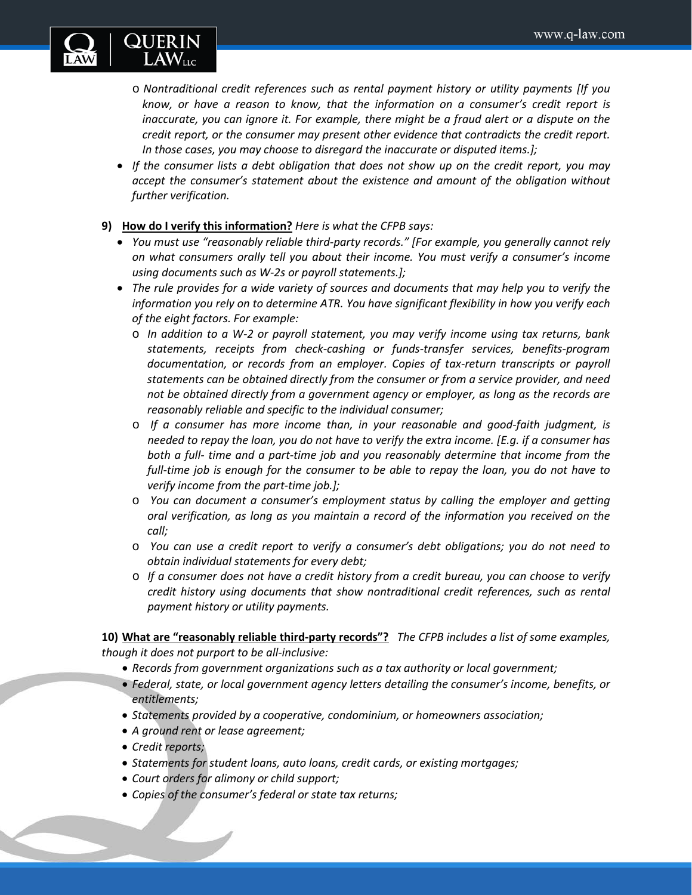- *Nontraditional credit references such as rental payment history or utility payments [If you know, or have a reason to know, that the information on a consumer's credit report is inaccurate, you can ignore it. For example, there might be a fraud alert or a dispute on the credit report, or the consumer may present other evidence that contradicts the credit report. In those cases, you may choose to disregard the inaccurate or disputed items.];*
- *If the consumer lists a debt obligation that does not show up on the credit report, you may accept the consumer's statement about the existence and amount of the obligation without further verification.*

**9)** **<u>How do I verify this information?</u>** *Here is what the CFPB says:*

- *You must use "reasonably reliable third-party records." [For example, you generally cannot rely on what consumers orally tell you about their income. You must verify a consumer's income using documents such as W-2s or payroll statements.];*
- *The rule provides for a wide variety of sources and documents that may help you to verify the information you rely on to determine ATR. You have significant flexibility in how you verify each of the eight factors. For example:*
   - *In addition to a W-2 or payroll statement, you may verify income using tax returns, bank statements, receipts from check-cashing or funds-transfer services, benefits-program documentation, or records from an employer. Copies of tax-return transcripts or payroll statements can be obtained directly from the consumer or from a service provider, and need not be obtained directly from a government agency or employer, as long as the records are reasonably reliable and specific to the individual consumer;*
   - *If a consumer has more income than, in your reasonable and good-faith judgment, is needed to repay the loan, you do not have to verify the extra income. [E.g. if a consumer has both a full- time and a part-time job and you reasonably determine that income from the full-time job is enough for the consumer to be able to repay the loan, you do not have to verify income from the part-time job.];*
   - *You can document a consumer's employment status by calling the employer and getting oral verification, as long as you maintain a record of the information you received on the call;*
   - *You can use a credit report to verify a consumer's debt obligations; you do not need to obtain individual statements for every debt;*
   - *If a consumer does not have a credit history from a credit bureau, you can choose to verify credit history using documents that show nontraditional credit references, such as rental payment history or utility payments.*

**10)** **<u>What are "reasonably reliable third-party records"?</u>** *The CFPB includes a list of some examples, though it does not purport to be all-inclusive:*

- *Records from government organizations such as a tax authority or local government;*
- *Federal, state, or local government agency letters detailing the consumer's income, benefits, or entitlements;*
- *Statements provided by a cooperative, condominium, or homeowners association;*
- *A ground rent or lease agreement;*
- *Credit reports;*
- *Statements for student loans, auto loans, credit cards, or existing mortgages;*
- *Court orders for alimony or child support;*
- *Copies of the consumer's federal or state tax returns;*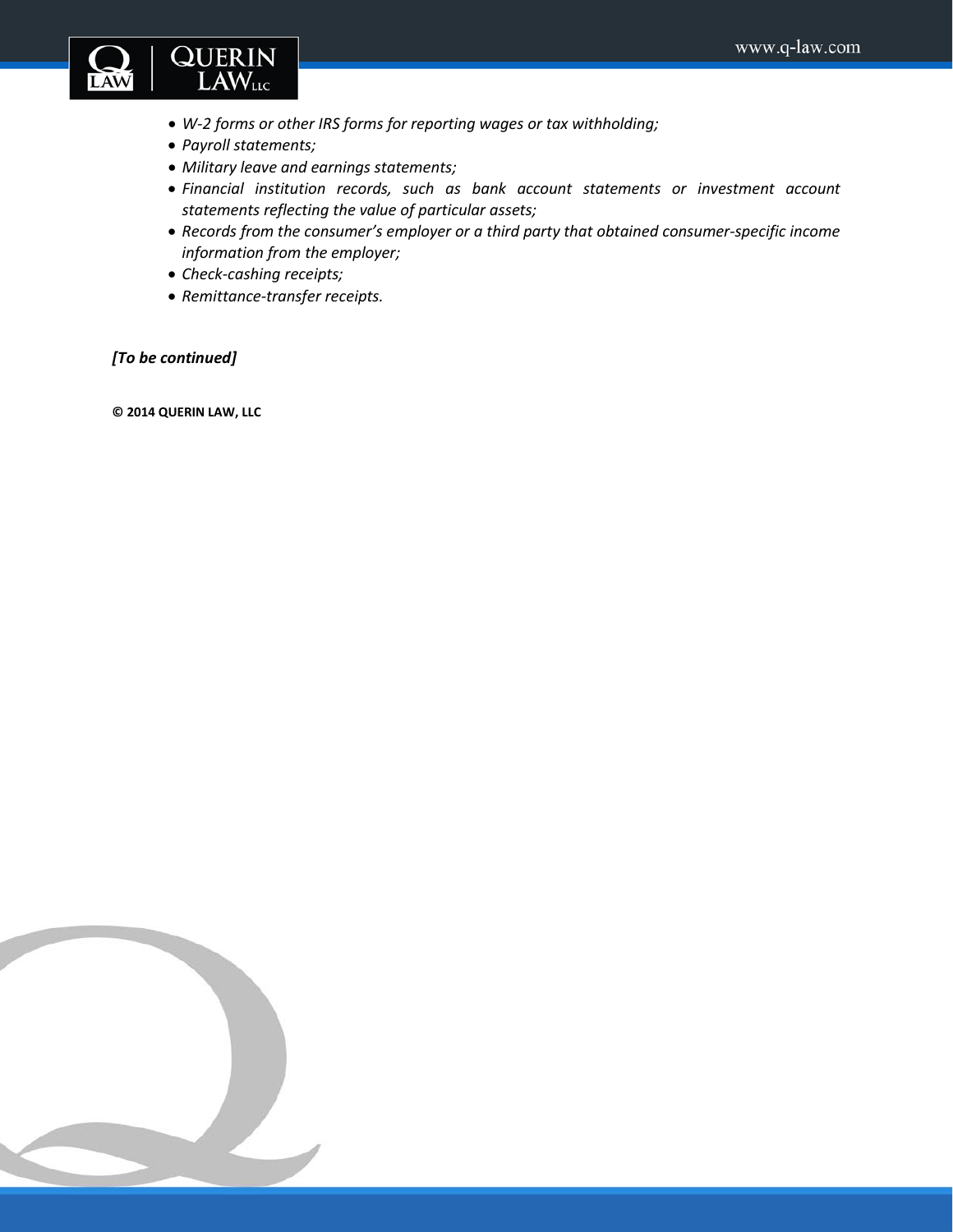- *W-2 forms or other IRS forms for reporting wages or tax withholding;*
- *Payroll statements;*
- *Military leave and earnings statements;*
- *Financial institution records, such as bank account statements or investment account statements reflecting the value of particular assets;*
- *Records from the consumer's employer or a third party that obtained consumer-specific income information from the employer;*
- *Check-cashing receipts;*
- *Remittance-transfer receipts.*

***[To be continued]***

**© 2014 QUERIN LAW, LLC**